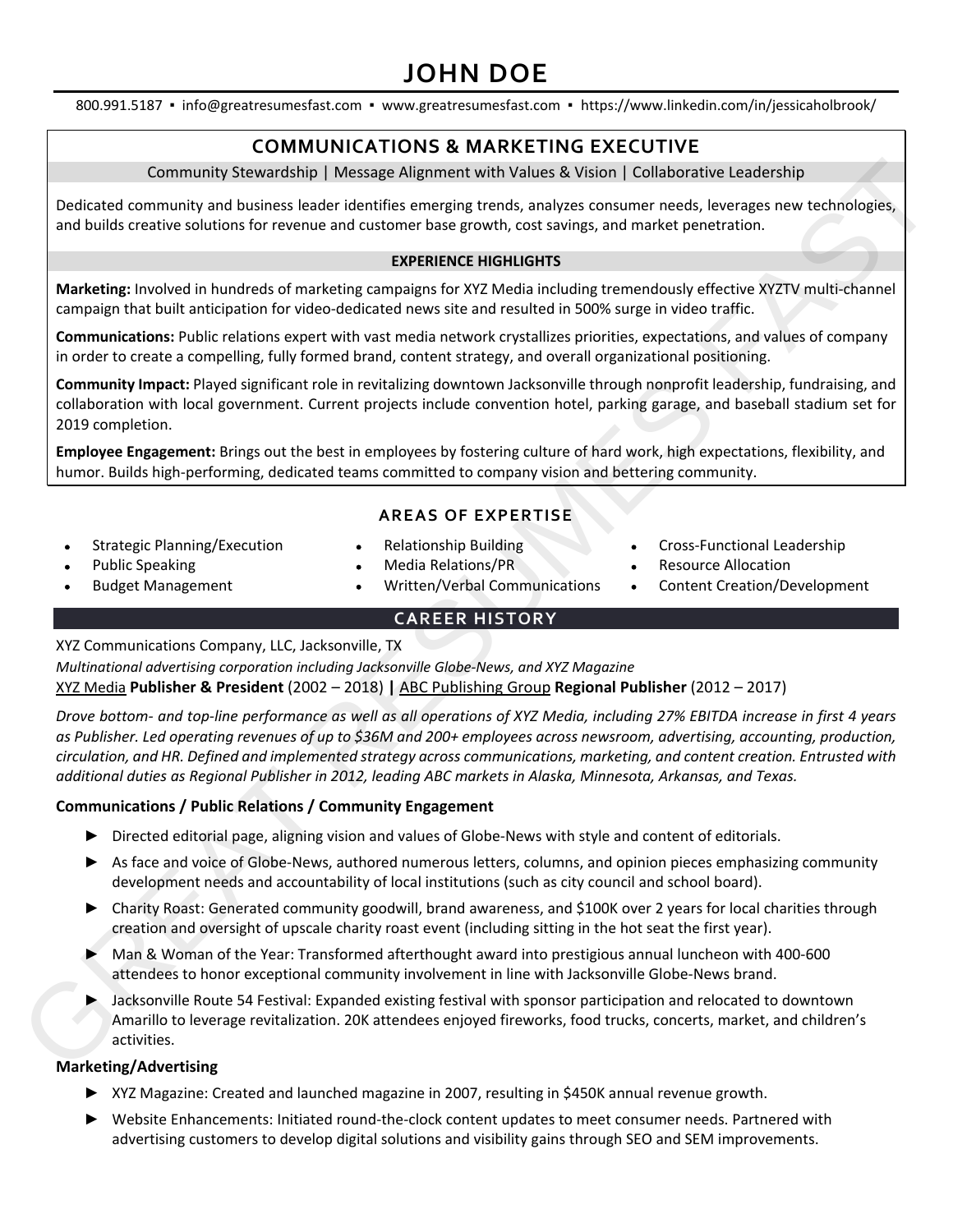# JOHN DOE

800.991.5187 ▪ info@greatresumesfast.com ▪ www.greatresumesfast.com ▪ https://www.linkedin.com/in/jessicaholbrook/

## COMMUNICATIONS & MARKETING EXECUTIVE

Community Stewardship | Message Alignment with Values & Vision | Collaborative Leadership

Dedicated community and business leader identifies emerging trends, analyzes consumer needs, leverages new technologies, and builds creative solutions for revenue and customer base growth, cost savings, and market penetration.

### EXPERIENCE HIGHLIGHTS

**Marketing:** Involved in hundreds of marketing campaigns for XYZ Media including tremendously effective XYZTV multi-channel campaign that built anticipation for video-dedicated news site and resulted in 500% surge in video traffic.

**Communications:** Public relations expert with vast media network crystallizes priorities, expectations, and values of company in order to create a compelling, fully formed brand, content strategy, and overall organizational positioning.

**Community Impact:** Played significant role in revitalizing downtown Jacksonville through nonprofit leadership, fundraising, and collaboration with local government. Current projects include convention hotel, parking garage, and baseball stadium set for 2019 completion.

**Employee Engagement:** Brings out the best in employees by fostering culture of hard work, high expectations, flexibility, and humor. Builds high-performing, dedicated teams committed to company vision and bettering community.

## AREAS OF EXPERTISE

- Strategic Planning/Execution
- Public Speaking
- Budget Management
- Relationship Building
- Media Relations/PR
- Written/Verbal Communications
- Cross-Functional Leadership
- Resource Allocation
- Content Creation/Development

## CAREER HISTORY

XYZ Communications Company, LLC, Jacksonville, TX

*Multinational advertising corporation including Jacksonville Globe-News, and XYZ Magazine*

XYZ Media **Publisher & President** (2002 – 2018) **|** ABC Publishing Group **Regional Publisher** (2012 – 2017)

*Drove bottom- and top-line performance as well as all operations of XYZ Media, including 27% EBITDA increase in first 4 years as Publisher. Led operating revenues of up to $36M and 200+ employees across newsroom, advertising, accounting, production, circulation, and HR. Defined and implemented strategy across communications, marketing, and content creation. Entrusted with additional duties as Regional Publisher in 2012, leading ABC markets in Alaska, Minnesota, Arkansas, and Texas.*

**Communications / Public Relations / Community Engagement**

- Directed editorial page, aligning vision and values of Globe-News with style and content of editorials.
- As face and voice of Globe-News, authored numerous letters, columns, and opinion pieces emphasizing community development needs and accountability of local institutions (such as city council and school board).
- Charity Roast: Generated community goodwill, brand awareness, and $100K over 2 years for local charities through creation and oversight of upscale charity roast event (including sitting in the hot seat the first year).
- Man & Woman of the Year: Transformed afterthought award into prestigious annual luncheon with 400-600 attendees to honor exceptional community involvement in line with Jacksonville Globe-News brand.
- Jacksonville Route 54 Festival: Expanded existing festival with sponsor participation and relocated to downtown Amarillo to leverage revitalization. 20K attendees enjoyed fireworks, food trucks, concerts, market, and children's activities.

**Marketing/Advertising**

- XYZ Magazine: Created and launched magazine in 2007, resulting in $450K annual revenue growth.
- Website Enhancements: Initiated round-the-clock content updates to meet consumer needs. Partnered with advertising customers to develop digital solutions and visibility gains through SEO and SEM improvements.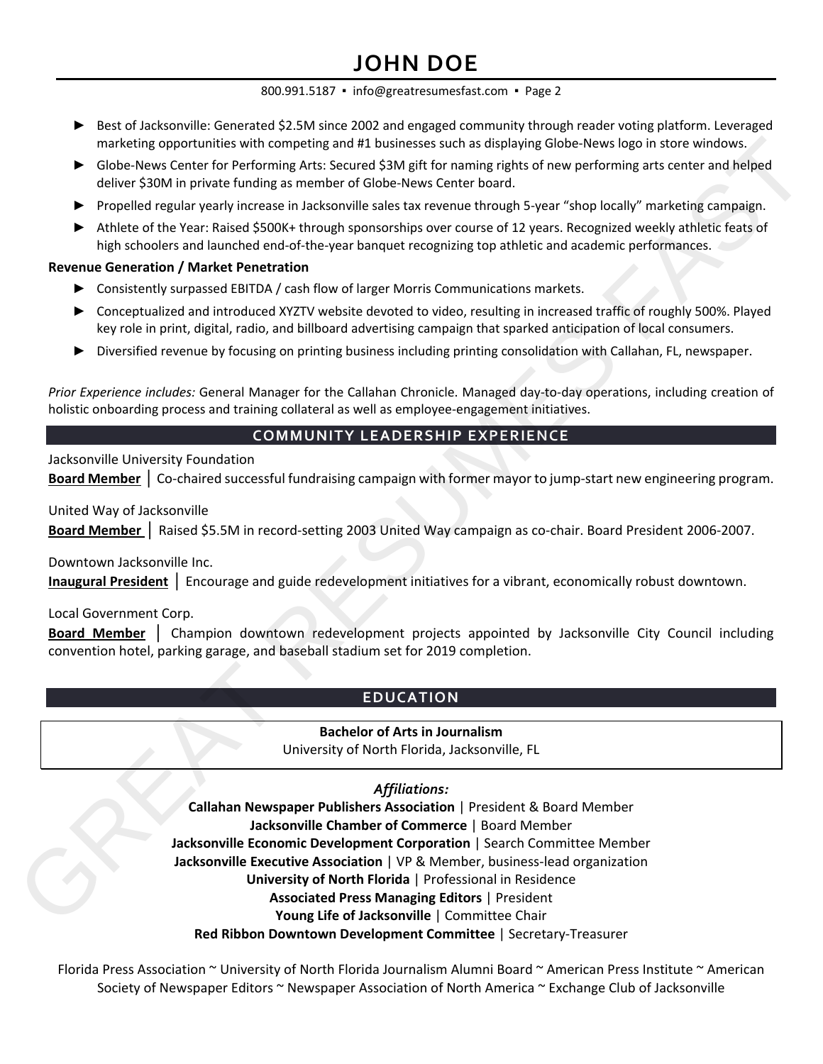- Best of Jacksonville: Generated $2.5M since 2002 and engaged community through reader voting platform. Leveraged marketing opportunities with competing and #1 businesses such as displaying Globe-News logo in store windows.
- Globe-News Center for Performing Arts: Secured $3M gift for naming rights of new performing arts center and helped deliver $30M in private funding as member of Globe-News Center board.
- Propelled regular yearly increase in Jacksonville sales tax revenue through 5-year "shop locally" marketing campaign.
- Athlete of the Year: Raised $500K+ through sponsorships over course of 12 years. Recognized weekly athletic feats of high schoolers and launched end-of-the-year banquet recognizing top athletic and academic performances.

**Revenue Generation / Market Penetration**

- Consistently surpassed EBITDA / cash flow of larger Morris Communications markets.
- Conceptualized and introduced XYZTV website devoted to video, resulting in increased traffic of roughly 500%. Played key role in print, digital, radio, and billboard advertising campaign that sparked anticipation of local consumers.
- Diversified revenue by focusing on printing business including printing consolidation with Callahan, FL, newspaper.

*Prior Experience includes:* General Manager for the Callahan Chronicle. Managed day-to-day operations, including creation of holistic onboarding process and training collateral as well as employee-engagement initiatives.

## COMMUNITY LEADERSHIP EXPERIENCE

Jacksonville University Foundation
**Board Member** │ Co-chaired successful fundraising campaign with former mayor to jump-start new engineering program.

United Way of Jacksonville
**Board Member** │ Raised $5.5M in record-setting 2003 United Way campaign as co-chair. Board President 2006-2007.

Downtown Jacksonville Inc.
**Inaugural President** │ Encourage and guide redevelopment initiatives for a vibrant, economically robust downtown.

Local Government Corp.
**Board Member** │ Champion downtown redevelopment projects appointed by Jacksonville City Council including convention hotel, parking garage, and baseball stadium set for 2019 completion.

## EDUCATION

**Bachelor of Arts in Journalism**
University of North Florida, Jacksonville, FL

***Affiliations:***

**Callahan Newspaper Publishers Association** | President & Board Member
**Jacksonville Chamber of Commerce** | Board Member
**Jacksonville Economic Development Corporation** | Search Committee Member
**Jacksonville Executive Association** | VP & Member, business-lead organization
**University of North Florida** | Professional in Residence
**Associated Press Managing Editors** | President
**Young Life of Jacksonville** | Committee Chair
**Red Ribbon Downtown Development Committee** | Secretary-Treasurer

Florida Press Association ~ University of North Florida Journalism Alumni Board ~ American Press Institute ~ American Society of Newspaper Editors ~ Newspaper Association of North America ~ Exchange Club of Jacksonville